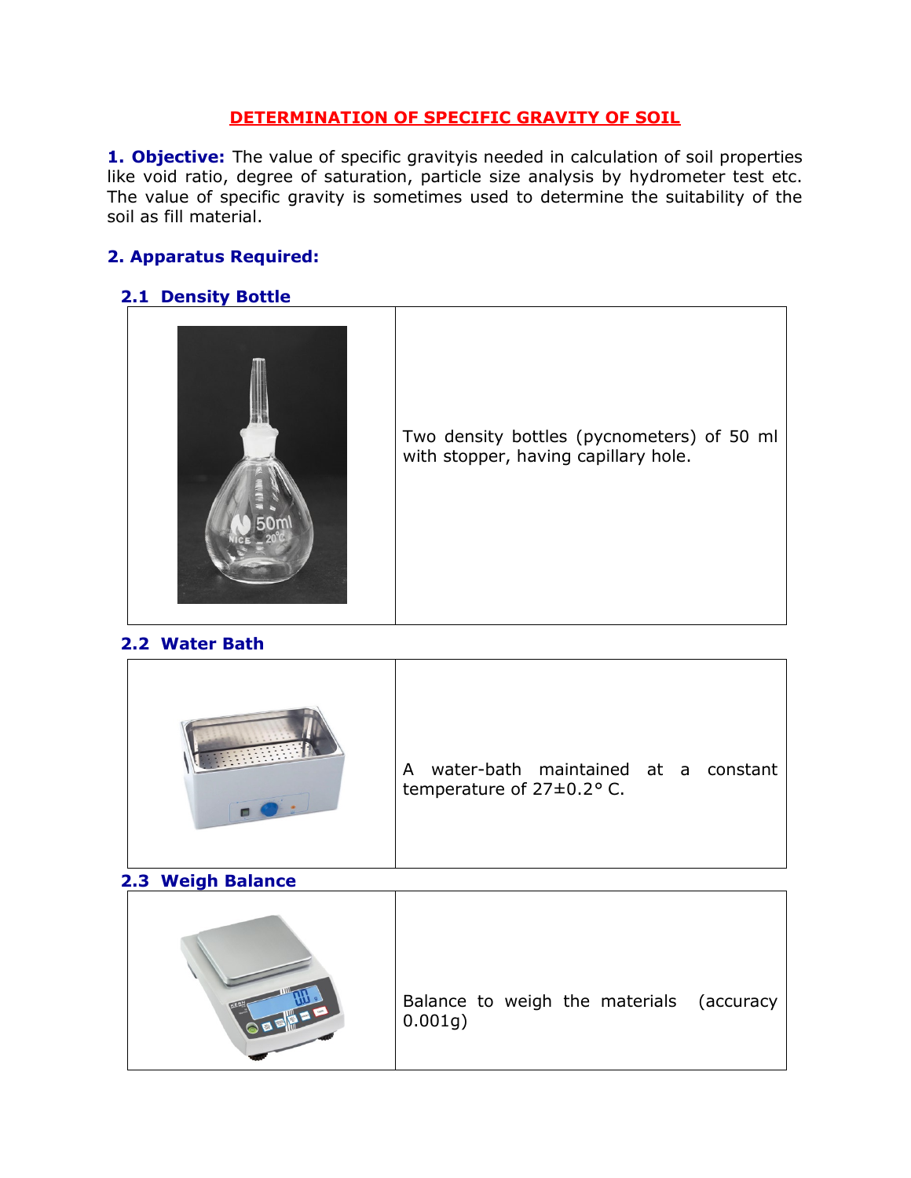# DETERMINATION OF SPECIFIC GRAVITY OF SOIL

**1. Objective:** The value of specific gravityis needed in calculation of soil properties like void ratio, degree of saturation, particle size analysis by hydrometer test etc. The value of specific gravity is sometimes used to determine the suitability of the soil as fill material.

## 2. Apparatus Required:

### 2.1 Density Bottle

| | |
|---|---|
| | Two density bottles (pycnometers) of 50 ml with stopper, having capillary hole. |

### 2.2 Water Bath

| | |
|---|---|
| | A water-bath maintained at a constant temperature of 27±0.2° C. |

### 2.3 Weigh Balance

| | |
|---|---|
| | Balance to weigh the materials (accuracy 0.001g) |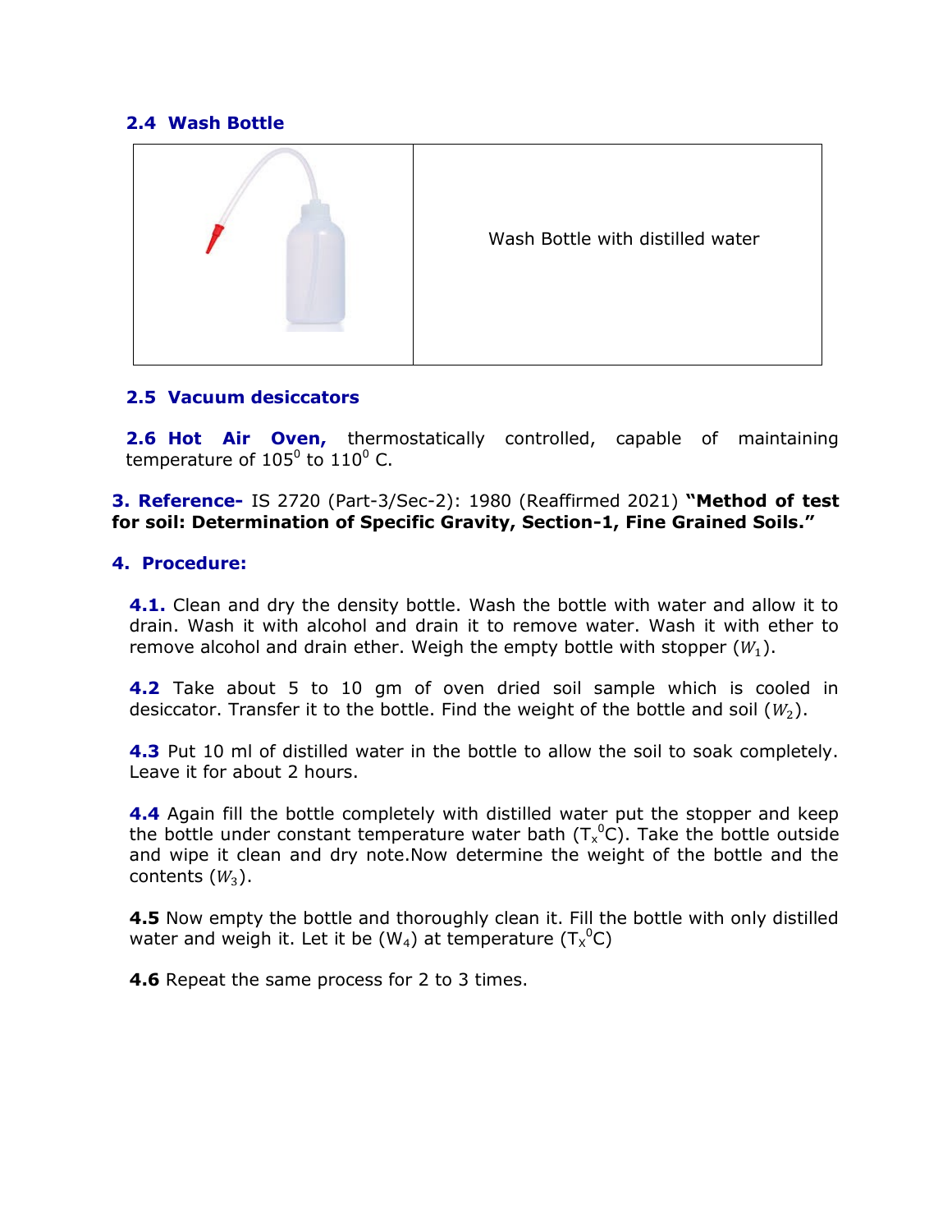### 2.4 Wash Bottle

| | Wash Bottle with distilled water |
|---|---|

### 2.5 Vacuum desiccators

**2.6 Hot Air Oven,** thermostatically controlled, capable of maintaining temperature of $105^0$ to $110^0$ C.

## 3. Reference-

IS 2720 (Part-3/Sec-2): 1980 (Reaffirmed 2021) **"Method of test for soil: Determination of Specific Gravity, Section-1, Fine Grained Soils."**

## 4. Procedure:

**4.1.** Clean and dry the density bottle. Wash the bottle with water and allow it to drain. Wash it with alcohol and drain it to remove water. Wash it with ether to remove alcohol and drain ether. Weigh the empty bottle with stopper ($W_1$).

**4.2** Take about 5 to 10 gm of oven dried soil sample which is cooled in desiccator. Transfer it to the bottle. Find the weight of the bottle and soil ($W_2$).

**4.3** Put 10 ml of distilled water in the bottle to allow the soil to soak completely. Leave it for about 2 hours.

**4.4** Again fill the bottle completely with distilled water put the stopper and keep the bottle under constant temperature water bath ($T_x{}^0C$). Take the bottle outside and wipe it clean and dry note.Now determine the weight of the bottle and the contents ($W_3$).

**4.5** Now empty the bottle and thoroughly clean it. Fill the bottle with only distilled water and weigh it. Let it be ($W_4$) at temperature ($T_x{}^0C$)

**4.6** Repeat the same process for 2 to 3 times.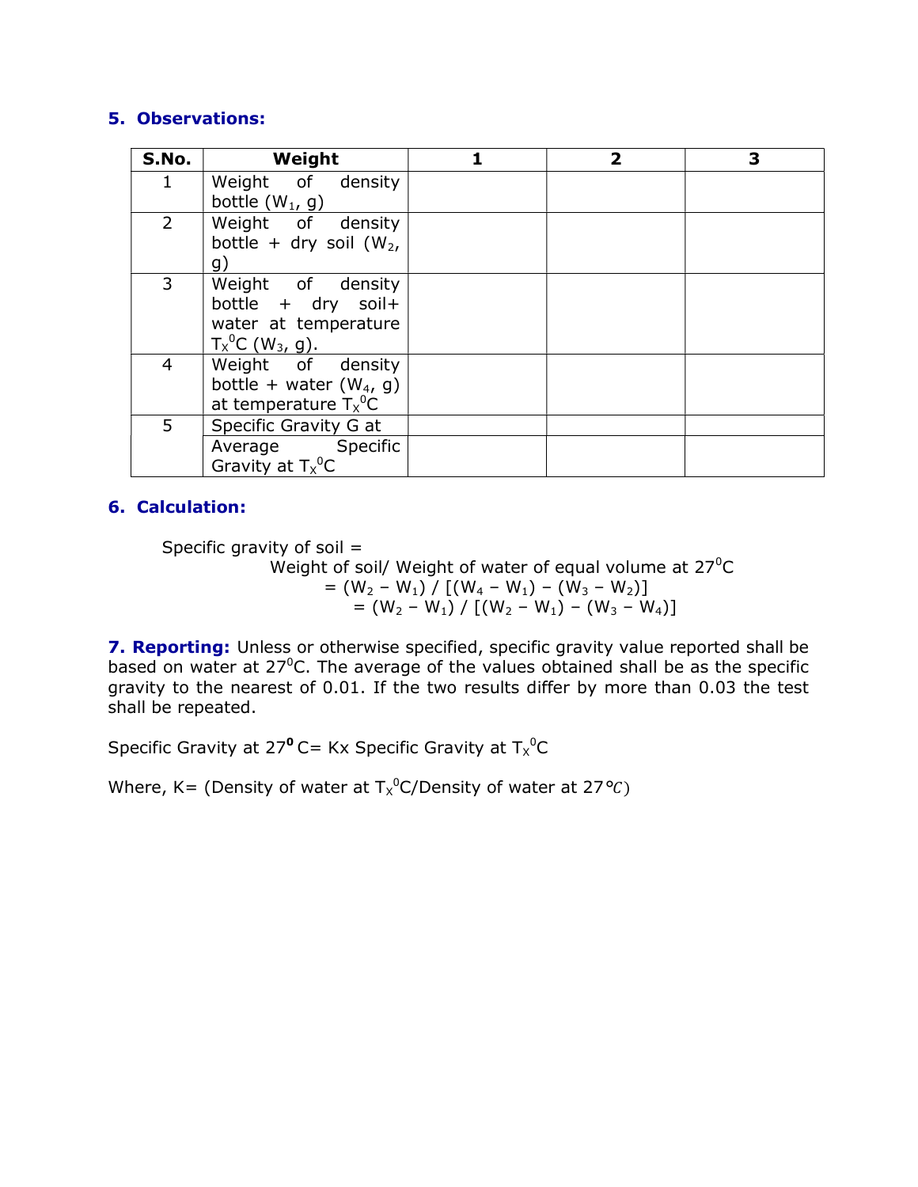## 5. Observations:

| S.No. | Weight | 1 | 2 | 3 |
|---|---|---|---|---|
| 1 | Weight of density bottle ($W_1$, g) | | | |
| 2 | Weight of density bottle + dry soil ($W_2$, g) | | | |
| 3 | Weight of density bottle + dry soil+ water at temperature $T_x{}^0$C ($W_3$, g). | | | |
| 4 | Weight of density bottle + water ($W_4$, g) at temperature $T_x{}^0$C | | | |
| 5 | Specific Gravity G at | | | |
| | Average Specific Gravity at $T_x{}^0$C | | | |

## 6. Calculation:

Specific gravity of soil =

Weight of soil/ Weight of water of equal volume at $27^0$C

$$= (W_2 - W_1) / [(W_4 - W_1) - (W_3 - W_2)]$$

$$= (W_2 - W_1) / [(W_2 - W_1) - (W_3 - W_4)]$$

**7. Reporting:** Unless or otherwise specified, specific gravity value reported shall be based on water at $27^0$C. The average of the values obtained shall be as the specific gravity to the nearest of 0.01. If the two results differ by more than 0.03 the test shall be repeated.

Specific Gravity at $27^0$ C= Kx Specific Gravity at $T_x{}^0$C

Where, K= (Density of water at $T_x{}^0$C/Density of water at 27°C)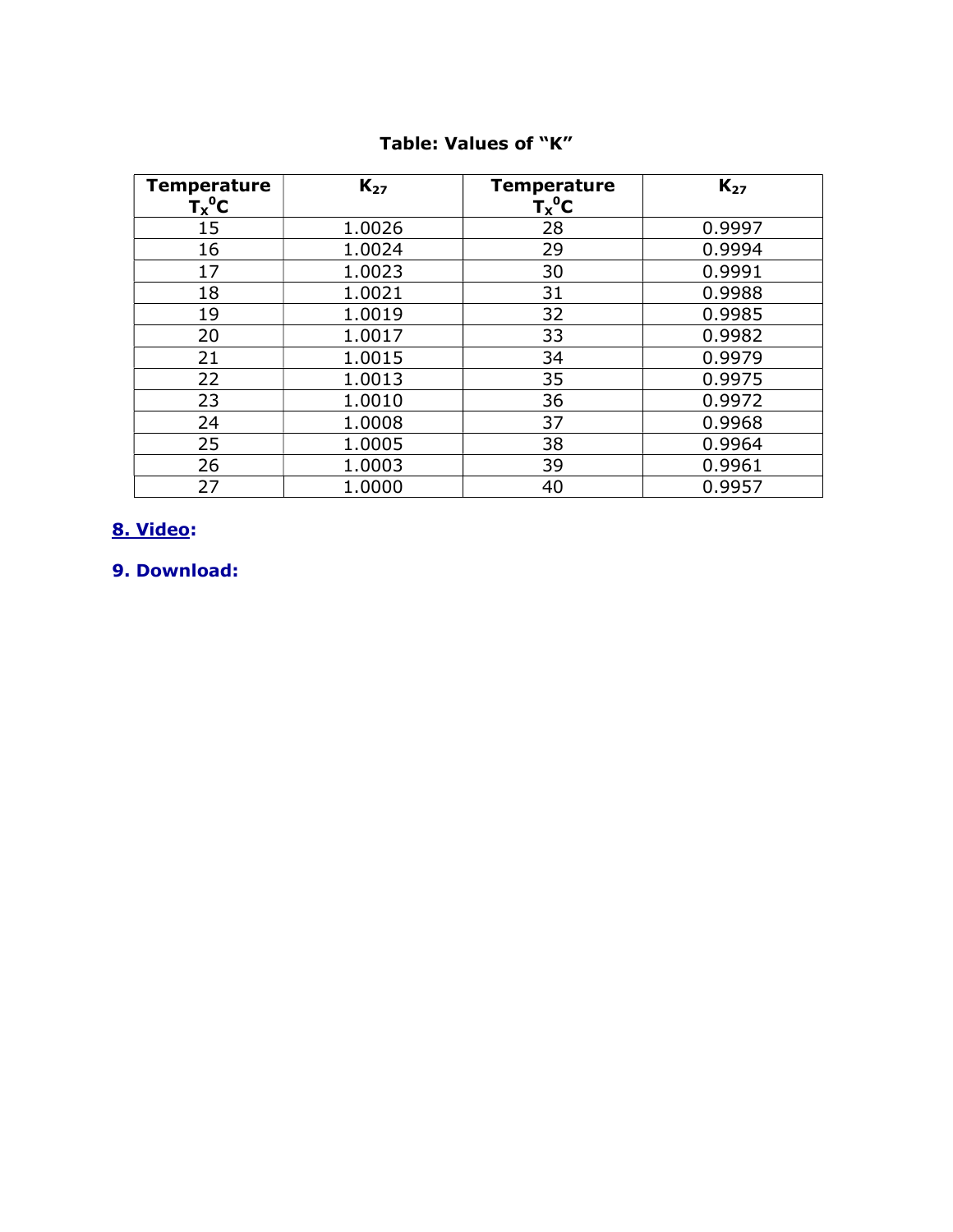**Table: Values of "K"**

| Temperature $T_x$ $^0$C | $K_{27}$ | Temperature $T_x$ $^0$C | $K_{27}$ |
|---|---|---|---|
| 15 | 1.0026 | 28 | 0.9997 |
| 16 | 1.0024 | 29 | 0.9994 |
| 17 | 1.0023 | 30 | 0.9991 |
| 18 | 1.0021 | 31 | 0.9988 |
| 19 | 1.0019 | 32 | 0.9985 |
| 20 | 1.0017 | 33 | 0.9982 |
| 21 | 1.0015 | 34 | 0.9979 |
| 22 | 1.0013 | 35 | 0.9975 |
| 23 | 1.0010 | 36 | 0.9972 |
| 24 | 1.0008 | 37 | 0.9968 |
| 25 | 1.0005 | 38 | 0.9964 |
| 26 | 1.0003 | 39 | 0.9961 |
| 27 | 1.0000 | 40 | 0.9957 |

## 8. Video:

## 9. Download: